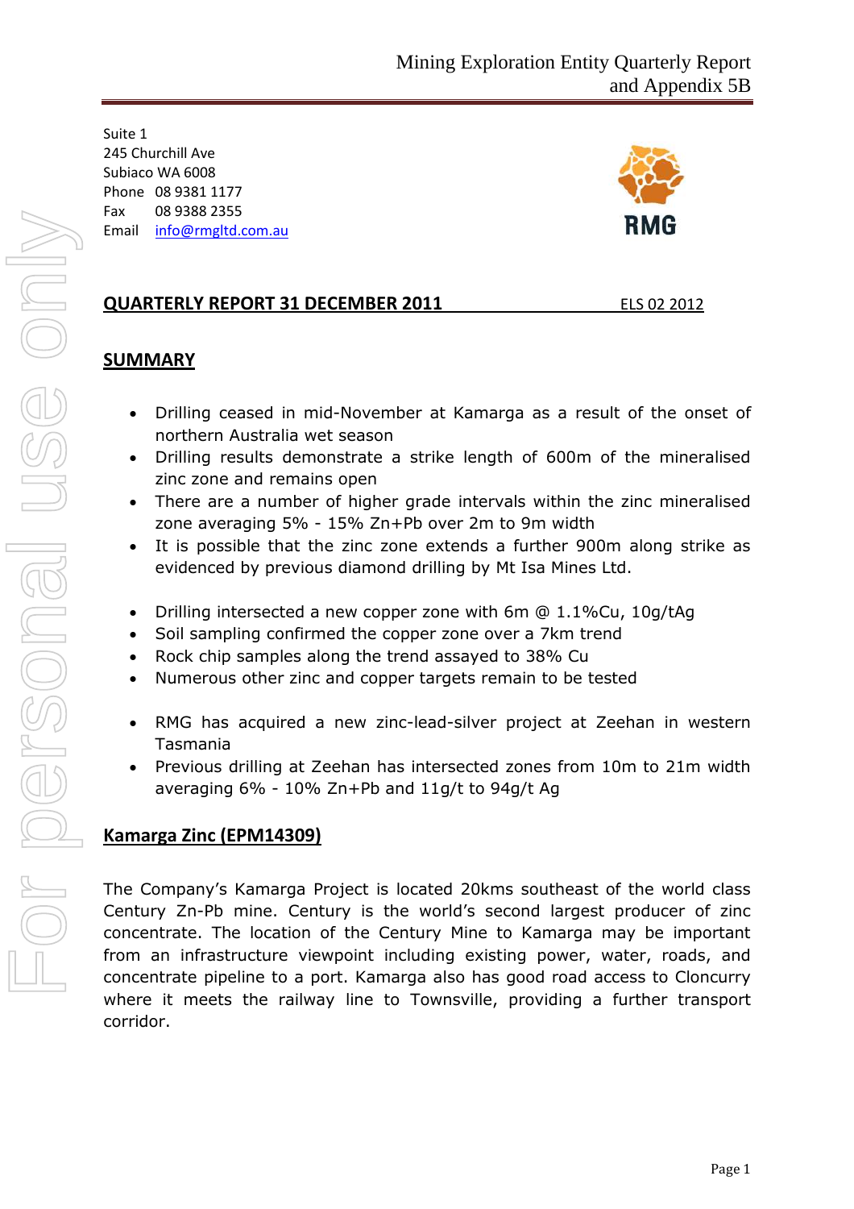Suite 1
245 Churchill Ave
Subiaco WA 6008
Phone 08 9381 1177
Fax 08 9388 2355
Email info@rmgltd.com.au

RMG

## QUARTERLY REPORT 31 DECEMBER 2011

ELS 02 2012

## SUMMARY

- Drilling ceased in mid-November at Kamarga as a result of the onset of northern Australia wet season
- Drilling results demonstrate a strike length of 600m of the mineralised zinc zone and remains open
- There are a number of higher grade intervals within the zinc mineralised zone averaging 5% - 15% Zn+Pb over 2m to 9m width
- It is possible that the zinc zone extends a further 900m along strike as evidenced by previous diamond drilling by Mt Isa Mines Ltd.

- Drilling intersected a new copper zone with 6m @ 1.1%Cu, 10g/tAg
- Soil sampling confirmed the copper zone over a 7km trend
- Rock chip samples along the trend assayed to 38% Cu
- Numerous other zinc and copper targets remain to be tested

- RMG has acquired a new zinc-lead-silver project at Zeehan in western Tasmania
- Previous drilling at Zeehan has intersected zones from 10m to 21m width averaging 6% - 10% Zn+Pb and 11g/t to 94g/t Ag

## Kamarga Zinc (EPM14309)

The Company's Kamarga Project is located 20kms southeast of the world class Century Zn-Pb mine. Century is the world's second largest producer of zinc concentrate. The location of the Century Mine to Kamarga may be important from an infrastructure viewpoint including existing power, water, roads, and concentrate pipeline to a port. Kamarga also has good road access to Cloncurry where it meets the railway line to Townsville, providing a further transport corridor.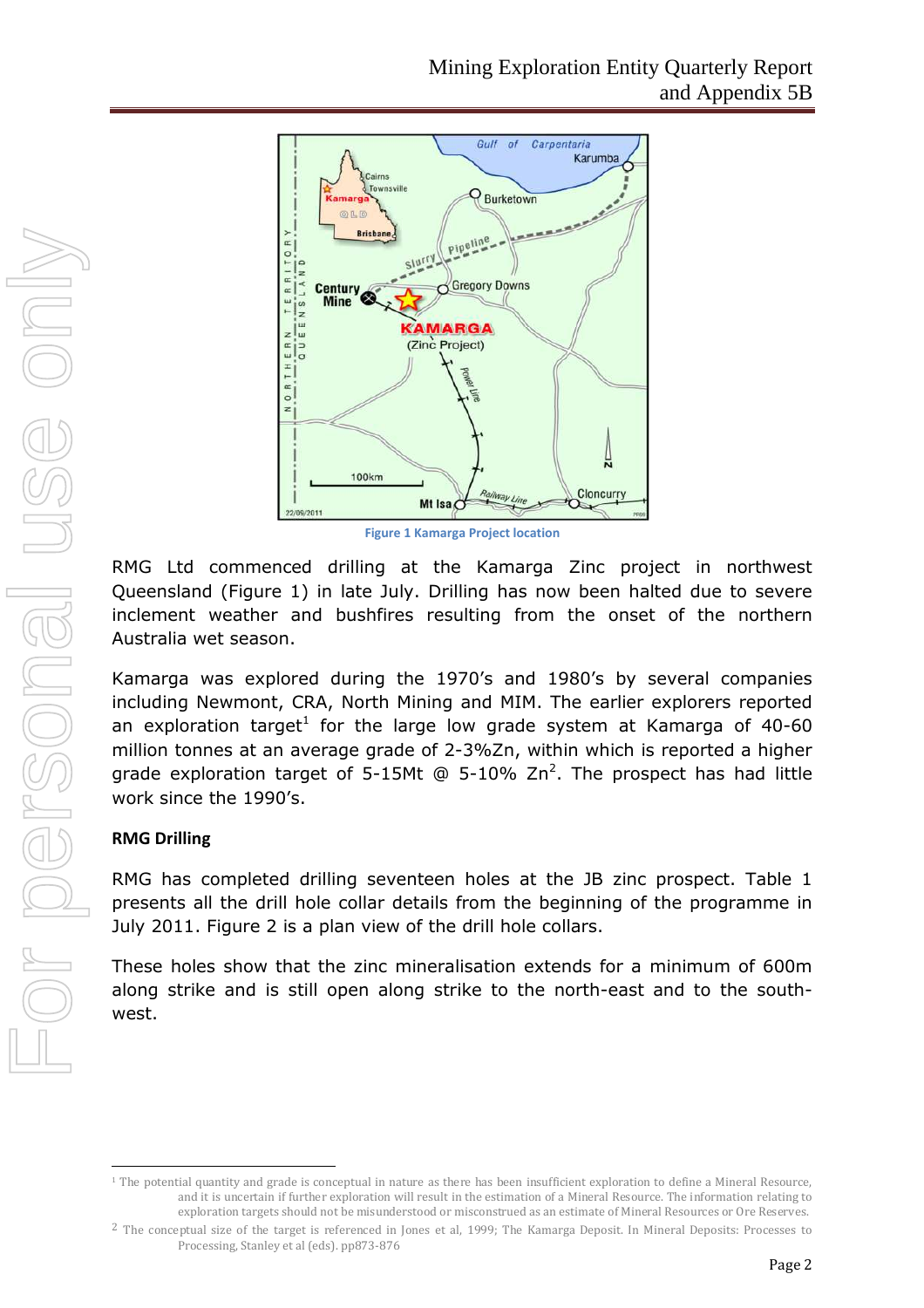Figure 1 Kamarga Project location

RMG Ltd commenced drilling at the Kamarga Zinc project in northwest Queensland (Figure 1) in late July. Drilling has now been halted due to severe inclement weather and bushfires resulting from the onset of the northern Australia wet season.

Kamarga was explored during the 1970's and 1980's by several companies including Newmont, CRA, North Mining and MIM. The earlier explorers reported an exploration target[1] for the large low grade system at Kamarga of 40-60 million tonnes at an average grade of 2-3%Zn, within which is reported a higher grade exploration target of 5-15Mt @ 5-10% Zn[2]. The prospect has had little work since the 1990's.

**RMG Drilling**

RMG has completed drilling seventeen holes at the JB zinc prospect. Table 1 presents all the drill hole collar details from the beginning of the programme in July 2011. Figure 2 is a plan view of the drill hole collars.

These holes show that the zinc mineralisation extends for a minimum of 600m along strike and is still open along strike to the north-east and to the south-west.

[1] The potential quantity and grade is conceptual in nature as there has been insufficient exploration to define a Mineral Resource, and it is uncertain if further exploration will result in the estimation of a Mineral Resource. The information relating to exploration targets should not be misunderstood or misconstrued as an estimate of Mineral Resources or Ore Reserves.

[2] The conceptual size of the target is referenced in Jones et al, 1999; The Kamarga Deposit. In Mineral Deposits: Processes to Processing, Stanley et al (eds). pp873-876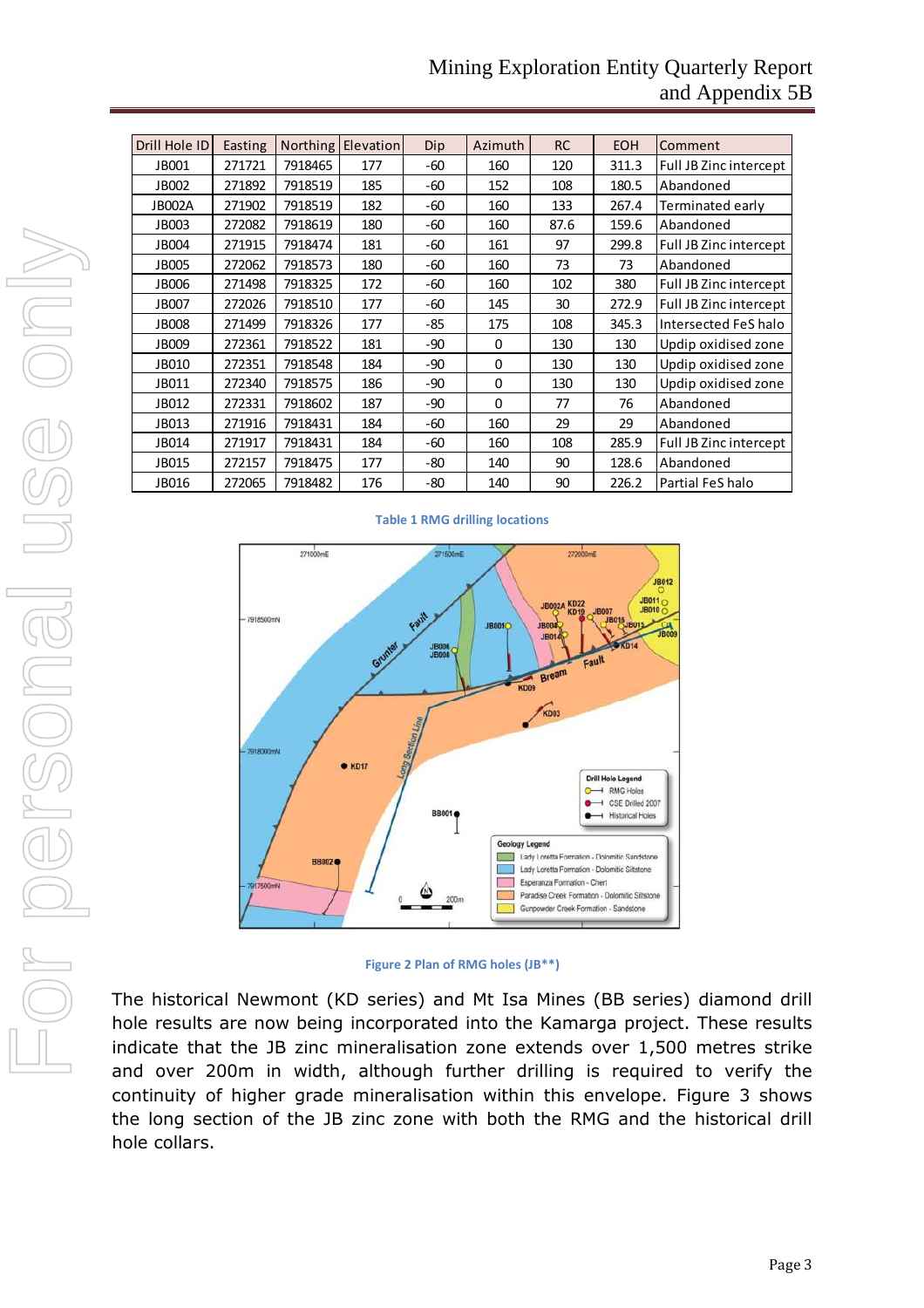| Drill Hole ID | Easting | Northing | Elevation | Dip | Azimuth | RC | EOH | Comment |
|---|---|---|---|---|---|---|---|---|
| JB001 | 271721 | 7918465 | 177 | -60 | 160 | 120 | 311.3 | Full JB Zinc intercept |
| JB002 | 271892 | 7918519 | 185 | -60 | 152 | 108 | 180.5 | Abandoned |
| JB002A | 271902 | 7918519 | 182 | -60 | 160 | 133 | 267.4 | Terminated early |
| JB003 | 272082 | 7918619 | 180 | -60 | 160 | 87.6 | 159.6 | Abandoned |
| JB004 | 271915 | 7918474 | 181 | -60 | 161 | 97 | 299.8 | Full JB Zinc intercept |
| JB005 | 272062 | 7918573 | 180 | -60 | 160 | 73 | 73 | Abandoned |
| JB006 | 271498 | 7918325 | 172 | -60 | 160 | 102 | 380 | Full JB Zinc intercept |
| JB007 | 272026 | 7918510 | 177 | -60 | 145 | 30 | 272.9 | Full JB Zinc intercept |
| JB008 | 271499 | 7918326 | 177 | -85 | 175 | 108 | 345.3 | Intersected FeS halo |
| JB009 | 272361 | 7918522 | 181 | -90 | 0 | 130 | 130 | Updip oxidised zone |
| JB010 | 272351 | 7918548 | 184 | -90 | 0 | 130 | 130 | Updip oxidised zone |
| JB011 | 272340 | 7918575 | 186 | -90 | 0 | 130 | 130 | Updip oxidised zone |
| JB012 | 272331 | 7918602 | 187 | -90 | 0 | 77 | 76 | Abandoned |
| JB013 | 271916 | 7918431 | 184 | -60 | 160 | 29 | 29 | Abandoned |
| JB014 | 271917 | 7918431 | 184 | -60 | 160 | 108 | 285.9 | Full JB Zinc intercept |
| JB015 | 272157 | 7918475 | 177 | -80 | 140 | 90 | 128.6 | Abandoned |
| JB016 | 272065 | 7918482 | 176 | -80 | 140 | 90 | 226.2 | Partial FeS halo |

Table 1 RMG drilling locations

Figure 2 Plan of RMG holes (JB**)

The historical Newmont (KD series) and Mt Isa Mines (BB series) diamond drill hole results are now being incorporated into the Kamarga project. These results indicate that the JB zinc mineralisation zone extends over 1,500 metres strike and over 200m in width, although further drilling is required to verify the continuity of higher grade mineralisation within this envelope. Figure 3 shows the long section of the JB zinc zone with both the RMG and the historical drill hole collars.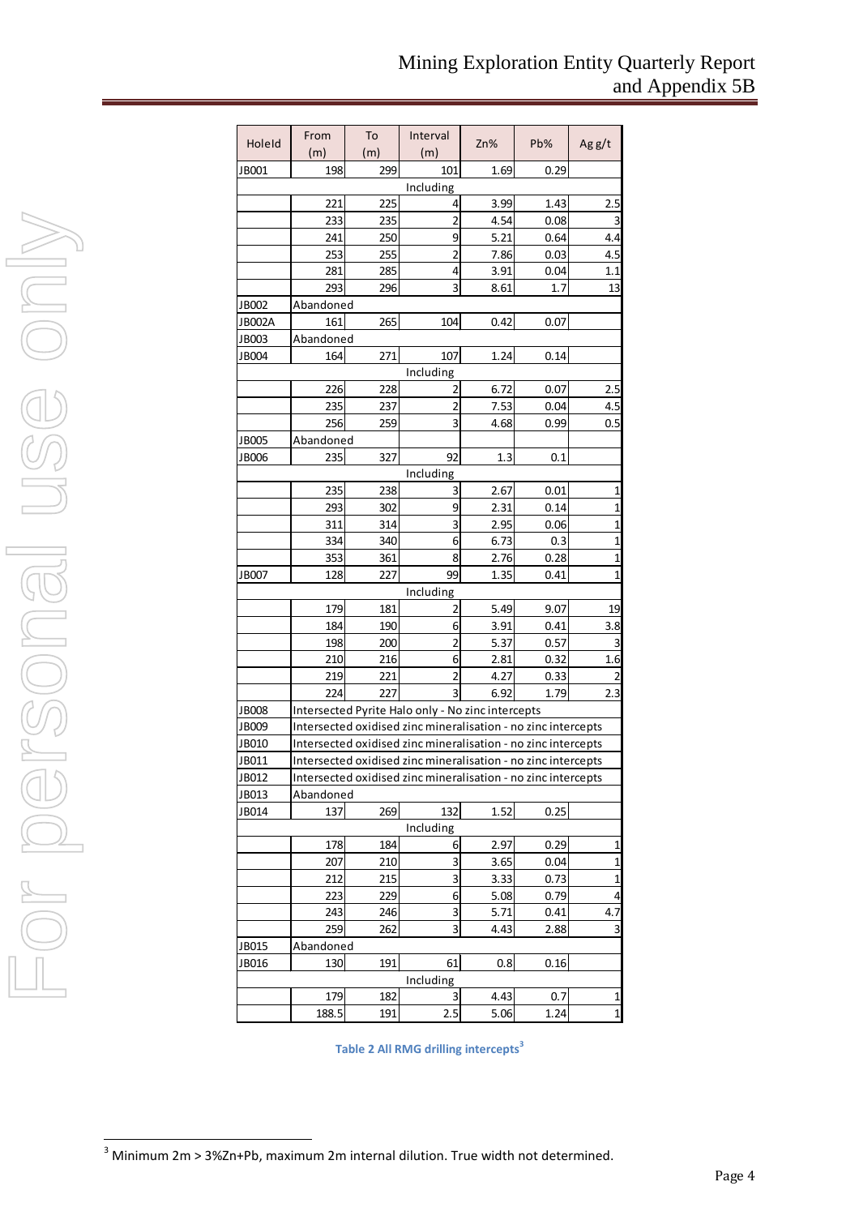| HoleId | From (m) | To (m) | Interval (m) | Zn% | Pb% | Ag g/t |
|---|---|---|---|---|---|---|
| JB001 | 198 | 299 | 101 | 1.69 | 0.29 | |
| | | | Including | | | |
| | 221 | 225 | 4 | 3.99 | 1.43 | 2.5 |
| | 233 | 235 | 2 | 4.54 | 0.08 | 3 |
| | 241 | 250 | 9 | 5.21 | 0.64 | 4.4 |
| | 253 | 255 | 2 | 7.86 | 0.03 | 4.5 |
| | 281 | 285 | 4 | 3.91 | 0.04 | 1.1 |
| | 293 | 296 | 3 | 8.61 | 1.7 | 13 |
| JB002 | Abandoned | | | | | |
| JB002A | 161 | 265 | 104 | 0.42 | 0.07 | |
| JB003 | Abandoned | | | | | |
| JB004 | 164 | 271 | 107 | 1.24 | 0.14 | |
| | | | Including | | | |
| | 226 | 228 | 2 | 6.72 | 0.07 | 2.5 |
| | 235 | 237 | 2 | 7.53 | 0.04 | 4.5 |
| | 256 | 259 | 3 | 4.68 | 0.99 | 0.5 |
| JB005 | Abandoned | | | | | |
| JB006 | 235 | 327 | 92 | 1.3 | 0.1 | |
| | | | Including | | | |
| | 235 | 238 | 3 | 2.67 | 0.01 | 1 |
| | 293 | 302 | 9 | 2.31 | 0.14 | 1 |
| | 311 | 314 | 3 | 2.95 | 0.06 | 1 |
| | 334 | 340 | 6 | 6.73 | 0.3 | 1 |
| | 353 | 361 | 8 | 2.76 | 0.28 | 1 |
| JB007 | 128 | 227 | 99 | 1.35 | 0.41 | 1 |
| | | | Including | | | |
| | 179 | 181 | 2 | 5.49 | 9.07 | 19 |
| | 184 | 190 | 6 | 3.91 | 0.41 | 3.8 |
| | 198 | 200 | 2 | 5.37 | 0.57 | 3 |
| | 210 | 216 | 6 | 2.81 | 0.32 | 1.6 |
| | 219 | 221 | 2 | 4.27 | 0.33 | 2 |
| | 224 | 227 | 3 | 6.92 | 1.79 | 2.3 |
| JB008 | Intersected Pyrite Halo only - No zinc intercepts | | | | | |
| JB009 | Intersected oxidised zinc mineralisation - no zinc intercepts | | | | | |
| JB010 | Intersected oxidised zinc mineralisation - no zinc intercepts | | | | | |
| JB011 | Intersected oxidised zinc mineralisation - no zinc intercepts | | | | | |
| JB012 | Intersected oxidised zinc mineralisation - no zinc intercepts | | | | | |
| JB013 | Abandoned | | | | | |
| JB014 | 137 | 269 | 132 | 1.52 | 0.25 | |
| | | | Including | | | |
| | 178 | 184 | 6 | 2.97 | 0.29 | 1 |
| | 207 | 210 | 3 | 3.65 | 0.04 | 1 |
| | 212 | 215 | 3 | 3.33 | 0.73 | 1 |
| | 223 | 229 | 6 | 5.08 | 0.79 | 4 |
| | 243 | 246 | 3 | 5.71 | 0.41 | 4.7 |
| | 259 | 262 | 3 | 4.43 | 2.88 | 3 |
| JB015 | Abandoned | | | | | |
| JB016 | 130 | 191 | 61 | 0.8 | 0.16 | |
| | | | Including | | | |
| | 179 | 182 | 3 | 4.43 | 0.7 | 1 |
| | 188.5 | 191 | 2.5 | 5.06 | 1.24 | 1 |

**Table 2 All RMG drilling intercepts**[3]

[3] Minimum 2m > 3%Zn+Pb, maximum 2m internal dilution. True width not determined.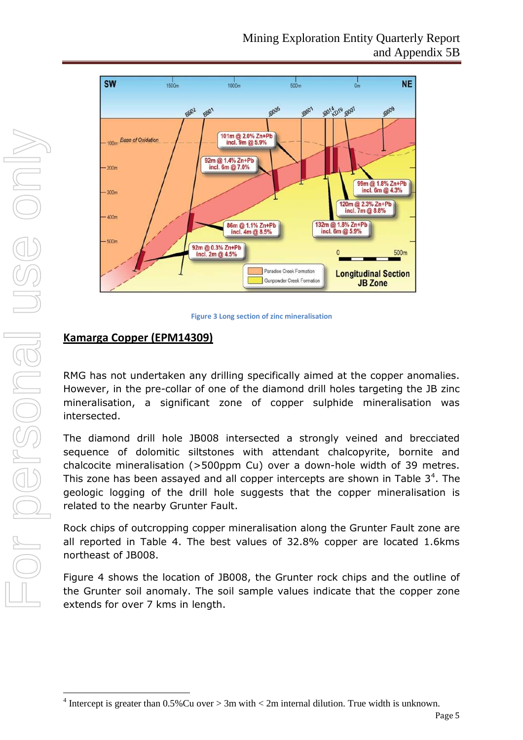Figure 3 Long section of zinc mineralisation

## Kamarga Copper (EPM14309)

RMG has not undertaken any drilling specifically aimed at the copper anomalies. However, in the pre-collar of one of the diamond drill holes targeting the JB zinc mineralisation, a significant zone of copper sulphide mineralisation was intersected.

The diamond drill hole JB008 intersected a strongly veined and brecciated sequence of dolomitic siltstones with attendant chalcopyrite, bornite and chalcocite mineralisation (>500ppm Cu) over a down-hole width of 39 metres. This zone has been assayed and all copper intercepts are shown in Table 3[4]. The geologic logging of the drill hole suggests that the copper mineralisation is related to the nearby Grunter Fault.

Rock chips of outcropping copper mineralisation along the Grunter Fault zone are all reported in Table 4. The best values of 32.8% copper are located 1.6kms northeast of JB008.

Figure 4 shows the location of JB008, the Grunter rock chips and the outline of the Grunter soil anomaly. The soil sample values indicate that the copper zone extends for over 7 kms in length.

[4] Intercept is greater than 0.5%Cu over > 3m with < 2m internal dilution. True width is unknown.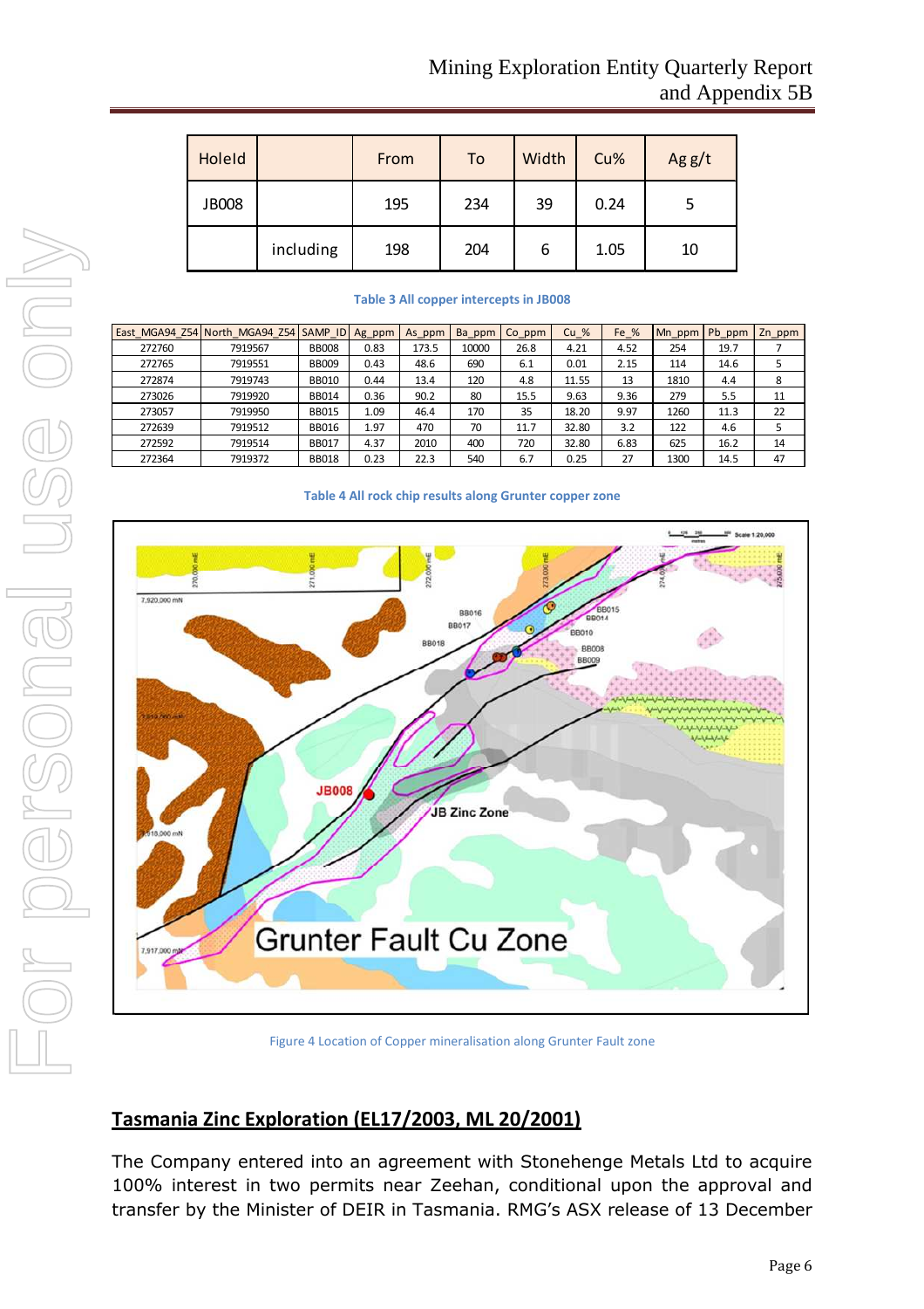| HoleId | | From | To | Width | Cu% | Ag g/t |
|---|---|---|---|---|---|---|
| JB008 | | 195 | 234 | 39 | 0.24 | 5 |
| | including | 198 | 204 | 6 | 1.05 | 10 |

**Table 3 All copper intercepts in JB008**

| East_MGA94_Z54 | North_MGA94_Z54 | SAMP_ID | Ag_ppm | As_ppm | Ba_ppm | Co_ppm | Cu_% | Fe_% | Mn_ppm | Pb_ppm | Zn_ppm |
|---|---|---|---|---|---|---|---|---|---|---|---|
| 272760 | 7919567 | BB008 | 0.83 | 173.5 | 10000 | 26.8 | 4.21 | 4.52 | 254 | 19.7 | 7 |
| 272765 | 7919551 | BB009 | 0.43 | 48.6 | 690 | 6.1 | 0.01 | 2.15 | 114 | 14.6 | 5 |
| 272874 | 7919743 | BB010 | 0.44 | 13.4 | 120 | 4.8 | 11.55 | 13 | 1810 | 4.4 | 8 |
| 273026 | 7919920 | BB014 | 0.36 | 90.2 | 80 | 15.5 | 9.63 | 9.36 | 279 | 5.5 | 11 |
| 273057 | 7919950 | BB015 | 1.09 | 46.4 | 170 | 35 | 18.20 | 9.97 | 1260 | 11.3 | 22 |
| 272639 | 7919512 | BB016 | 1.97 | 470 | 70 | 11.7 | 32.80 | 3.2 | 122 | 4.6 | 5 |
| 272592 | 7919514 | BB017 | 4.37 | 2010 | 400 | 720 | 32.80 | 6.83 | 625 | 16.2 | 14 |
| 272364 | 7919372 | BB018 | 0.23 | 22.3 | 540 | 6.7 | 0.25 | 27 | 1300 | 14.5 | 47 |

**Table 4 All rock chip results along Grunter copper zone**

Figure 4 Location of Copper mineralisation along Grunter Fault zone

## Tasmania Zinc Exploration (EL17/2003, ML 20/2001)

The Company entered into an agreement with Stonehenge Metals Ltd to acquire 100% interest in two permits near Zeehan, conditional upon the approval and transfer by the Minister of DEIR in Tasmania. RMG's ASX release of 13 December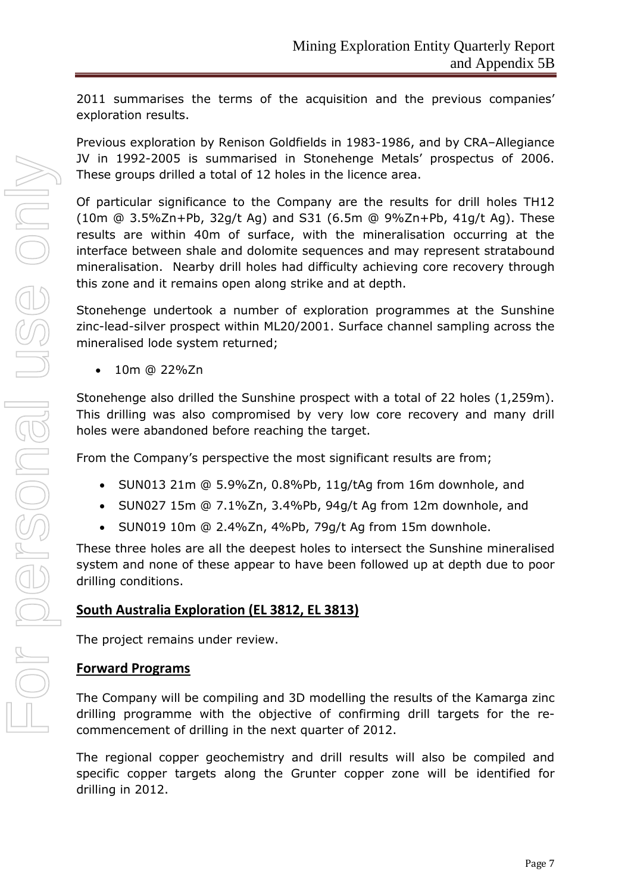2011 summarises the terms of the acquisition and the previous companies' exploration results.

Previous exploration by Renison Goldfields in 1983-1986, and by CRA–Allegiance JV in 1992-2005 is summarised in Stonehenge Metals' prospectus of 2006. These groups drilled a total of 12 holes in the licence area.

Of particular significance to the Company are the results for drill holes TH12 (10m @ 3.5%Zn+Pb, 32g/t Ag) and S31 (6.5m @ 9%Zn+Pb, 41g/t Ag). These results are within 40m of surface, with the mineralisation occurring at the interface between shale and dolomite sequences and may represent stratabound mineralisation. Nearby drill holes had difficulty achieving core recovery through this zone and it remains open along strike and at depth.

Stonehenge undertook a number of exploration programmes at the Sunshine zinc-lead-silver prospect within ML20/2001. Surface channel sampling across the mineralised lode system returned;

- 10m @ 22%Zn

Stonehenge also drilled the Sunshine prospect with a total of 22 holes (1,259m). This drilling was also compromised by very low core recovery and many drill holes were abandoned before reaching the target.

From the Company's perspective the most significant results are from;

- SUN013 21m @ 5.9%Zn, 0.8%Pb, 11g/tAg from 16m downhole, and
- SUN027 15m @ 7.1%Zn, 3.4%Pb, 94g/t Ag from 12m downhole, and
- SUN019 10m @ 2.4%Zn, 4%Pb, 79g/t Ag from 15m downhole.

These three holes are all the deepest holes to intersect the Sunshine mineralised system and none of these appear to have been followed up at depth due to poor drilling conditions.

## South Australia Exploration (EL 3812, EL 3813)

The project remains under review.

## Forward Programs

The Company will be compiling and 3D modelling the results of the Kamarga zinc drilling programme with the objective of confirming drill targets for the re-commencement of drilling in the next quarter of 2012.

The regional copper geochemistry and drill results will also be compiled and specific copper targets along the Grunter copper zone will be identified for drilling in 2012.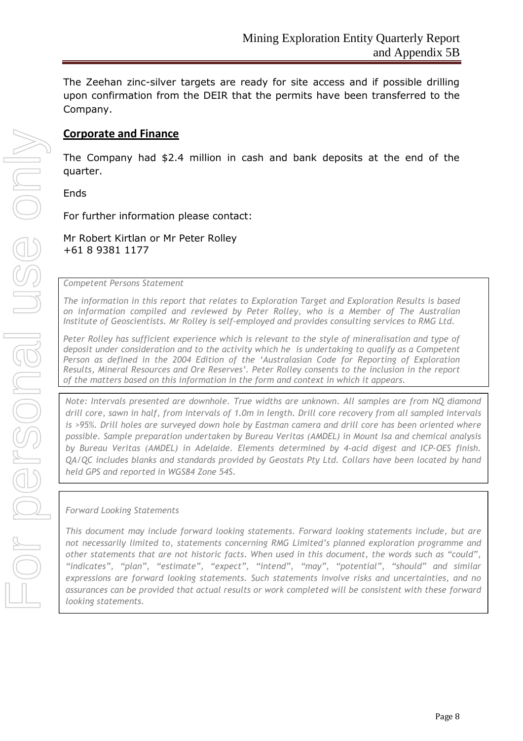The Zeehan zinc-silver targets are ready for site access and if possible drilling upon confirmation from the DEIR that the permits have been transferred to the Company.

## Corporate and Finance

The Company had $2.4 million in cash and bank deposits at the end of the quarter.

Ends

For further information please contact:

Mr Robert Kirtlan or Mr Peter Rolley
+61 8 9381 1177

*Competent Persons Statement*

*The information in this report that relates to Exploration Target and Exploration Results is based on information compiled and reviewed by Peter Rolley, who is a Member of The Australian Institute of Geoscientists. Mr Rolley is self-employed and provides consulting services to RMG Ltd.*

*Peter Rolley has sufficient experience which is relevant to the style of mineralisation and type of deposit under consideration and to the activity which he is undertaking to qualify as a Competent Person as defined in the 2004 Edition of the 'Australasian Code for Reporting of Exploration Results, Mineral Resources and Ore Reserves'. Peter Rolley consents to the inclusion in the report of the matters based on this information in the form and context in which it appears.*

*Note: Intervals presented are downhole. True widths are unknown. All samples are from NQ diamond drill core, sawn in half, from intervals of 1.0m in length. Drill core recovery from all sampled intervals is >95%. Drill holes are surveyed down hole by Eastman camera and drill core has been oriented where possible. Sample preparation undertaken by Bureau Veritas (AMDEL) in Mount Isa and chemical analysis by Bureau Veritas (AMDEL) in Adelaide. Elements determined by 4-acid digest and ICP-OES finish. QA/QC includes blanks and standards provided by Geostats Pty Ltd. Collars have been located by hand held GPS and reported in WGS84 Zone 54S.*

*Forward Looking Statements*

*This document may include forward looking statements. Forward looking statements include, but are not necessarily limited to, statements concerning RMG Limited's planned exploration programme and other statements that are not historic facts. When used in this document, the words such as "could", "indicates", "plan", "estimate", "expect", "intend", "may", "potential", "should" and similar expressions are forward looking statements. Such statements involve risks and uncertainties, and no assurances can be provided that actual results or work completed will be consistent with these forward looking statements.*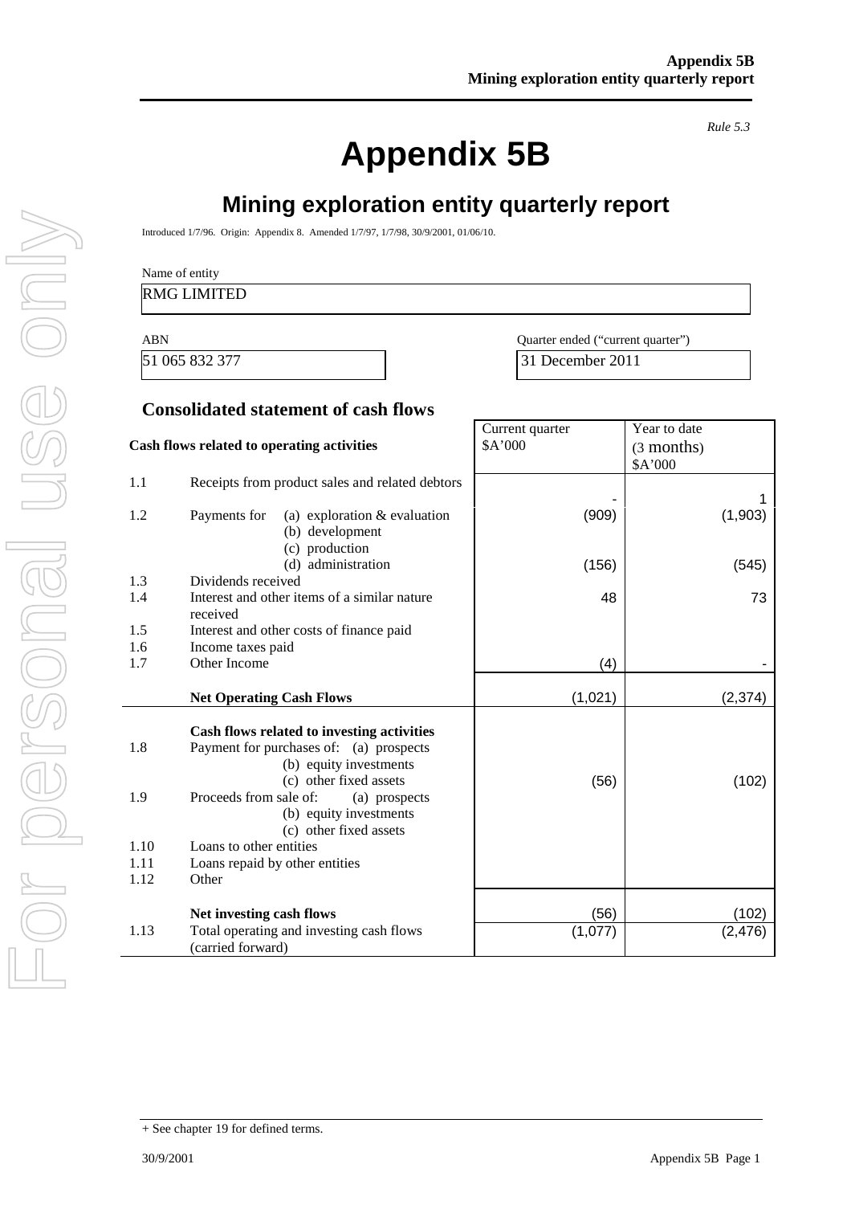*Rule 5.3*

# Appendix 5B

## Mining exploration entity quarterly report

Introduced 1/7/96. Origin: Appendix 8. Amended 1/7/97, 1/7/98, 30/9/2001, 01/06/10.

Name of entity

RMG LIMITED

| ABN | Quarter ended ("current quarter") |
|---|---|
| 51 065 832 377 | 31 December 2011 |

### Consolidated statement of cash flows

| | Cash flows related to operating activities | Current quarter $A'000 | Year to date (3 months) $A'000 |
|---|---|---|---|
| 1.1 | Receipts from product sales and related debtors | - | 1 |
| 1.2 | Payments for (a) exploration & evaluation | (909) | (1,903) |
| | (b) development | | |
| | (c) production | | |
| | (d) administration | (156) | (545) |
| 1.3 | Dividends received | | |
| 1.4 | Interest and other items of a similar nature received | 48 | 73 |
| 1.5 | Interest and other costs of finance paid | | |
| 1.6 | Income taxes paid | | |
| 1.7 | Other Income | (4) | - |
| | **Net Operating Cash Flows** | (1,021) | (2,374) |
| | **Cash flows related to investing activities** | | |
| 1.8 | Payment for purchases of: (a) prospects | | |
| | (b) equity investments | | |
| | (c) other fixed assets | (56) | (102) |
| 1.9 | Proceeds from sale of: (a) prospects | | |
| | (b) equity investments | | |
| | (c) other fixed assets | | |
| 1.10 | Loans to other entities | | |
| 1.11 | Loans repaid by other entities | | |
| 1.12 | Other | | |
| | **Net investing cash flows** | (56) | (102) |
| 1.13 | Total operating and investing cash flows (carried forward) | (1,077) | (2,476) |

+ See chapter 19 for defined terms.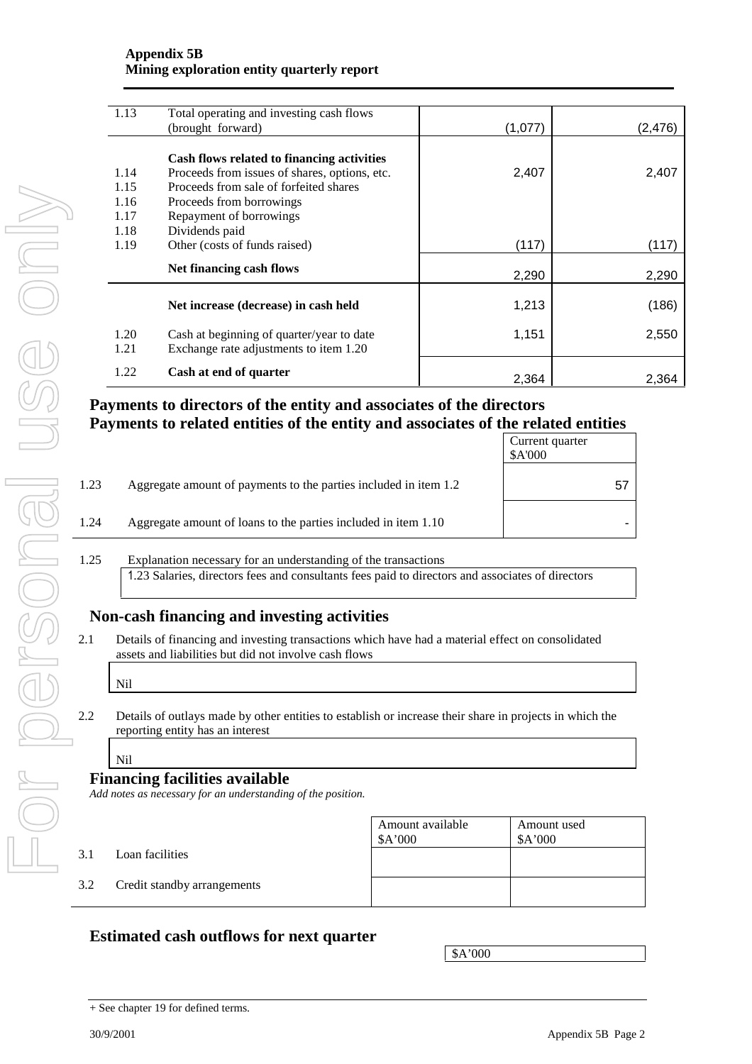| | | | |
|---|---|---|---|
| 1.13 | Total operating and investing cash flows (brought forward) | (1,077) | (2,476) |
| | **Cash flows related to financing activities** | | |
| 1.14 | Proceeds from issues of shares, options, etc. | 2,407 | 2,407 |
| 1.15 | Proceeds from sale of forfeited shares | | |
| 1.16 | Proceeds from borrowings | | |
| 1.17 | Repayment of borrowings | | |
| 1.18 | Dividends paid | | |
| 1.19 | Other (costs of funds raised) | (117) | (117) |
| | **Net financing cash flows** | 2,290 | 2,290 |
| | **Net increase (decrease) in cash held** | 1,213 | (186) |
| 1.20 | Cash at beginning of quarter/year to date | 1,151 | 2,550 |
| 1.21 | Exchange rate adjustments to item 1.20 | | |
| 1.22 | **Cash at end of quarter** | 2,364 | 2,364 |

## Payments to directors of the entity and associates of the directors
## Payments to related entities of the entity and associates of the related entities

| | | Current quarter $A'000 |
|---|---|---|
| 1.23 | Aggregate amount of payments to the parties included in item 1.2 | 57 |
| 1.24 | Aggregate amount of loans to the parties included in item 1.10 | - |

1.25 Explanation necessary for an understanding of the transactions

1.23 Salaries, directors fees and consultants fees paid to directors and associates of directors

## Non-cash financing and investing activities

2.1 Details of financing and investing transactions which have had a material effect on consolidated assets and liabilities but did not involve cash flows

Nil

2.2 Details of outlays made by other entities to establish or increase their share in projects in which the reporting entity has an interest

Nil

## Financing facilities available

*Add notes as necessary for an understanding of the position.*

| | | Amount available $A'000 | Amount used $A'000 |
|---|---|---|---|
| 3.1 | Loan facilities | | |
| 3.2 | Credit standby arrangements | | |

## Estimated cash outflows for next quarter

| | $A'000 |
|---|---|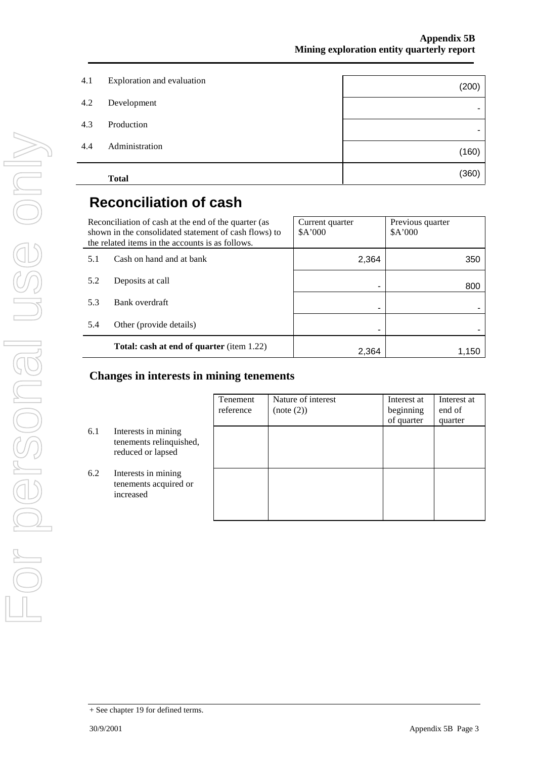| | | |
|---|---|---|
| 4.1 | Exploration and evaluation | (200) |
| 4.2 | Development | - |
| 4.3 | Production | - |
| 4.4 | Administration | (160) |
| | **Total** | (360) |

# Reconciliation of cash

| Reconciliation of cash at the end of the quarter (as shown in the consolidated statement of cash flows) to the related items in the accounts is as follows. | | Current quarter $A'000 | Previous quarter $A'000 |
|---|---|---|---|
| 5.1 | Cash on hand and at bank | 2,364 | 350 |
| 5.2 | Deposits at call | - | 800 |
| 5.3 | Bank overdraft | - | - |
| 5.4 | Other (provide details) | - | - |
| | **Total: cash at end of quarter** (item 1.22) | 2,364 | 1,150 |

## Changes in interests in mining tenements

| | | Tenement reference | Nature of interest (note (2)) | Interest at beginning of quarter | Interest at end of quarter |
|---|---|---|---|---|---|
| 6.1 | Interests in mining tenements relinquished, reduced or lapsed | | | | |
| 6.2 | Interests in mining tenements acquired or increased | | | | |

+ See chapter 19 for defined terms.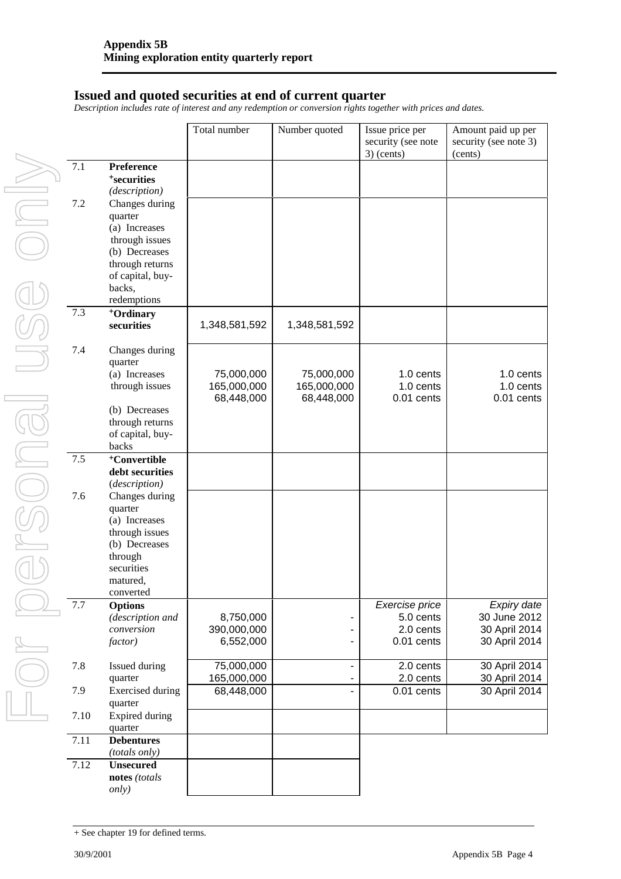## Issued and quoted securities at end of current quarter

*Description includes rate of interest and any redemption or conversion rights together with prices and dates.*

| | | Total number | Number quoted | Issue price per security (see note 3) (cents) | Amount paid up per security (see note 3) (cents) |
|---|---|---|---|---|---|
| 7.1 | **Preference +securities** *(description)* | | | | |
| 7.2 | Changes during quarter (a) Increases through issues (b) Decreases through returns of capital, buy-backs, redemptions | | | | |
| 7.3 | **+Ordinary securities** | 1,348,581,592 | 1,348,581,592 | | |
| 7.4 | Changes during quarter (a) Increases through issues | 75,000,000<br>165,000,000<br>68,448,000 | 75,000,000<br>165,000,000<br>68,448,000 | 1.0 cents<br>1.0 cents<br>0.01 cents | 1.0 cents<br>1.0 cents<br>0.01 cents |
| | (b) Decreases through returns of capital, buy-backs | | | | |
| 7.5 | **+Convertible debt securities** *(description)* | | | | |
| 7.6 | Changes during quarter (a) Increases through issues (b) Decreases through securities matured, converted | | | | |
| 7.7 | **Options** *(description and conversion factor)* | 8,750,000<br>390,000,000<br>6,552,000 | -<br>-<br>- | *Exercise price*<br>5.0 cents<br>2.0 cents<br>0.01 cents | *Expiry date*<br>30 June 2012<br>30 April 2014<br>30 April 2014 |
| 7.8 | Issued during quarter | 75,000,000<br>165,000,000 | -<br>- | 2.0 cents<br>2.0 cents | 30 April 2014<br>30 April 2014 |
| 7.9 | Exercised during quarter | 68,448,000 | - | 0.01 cents | 30 April 2014 |
| 7.10 | Expired during quarter | | | | |
| 7.11 | **Debentures** *(totals only)* | | | | |
| 7.12 | **Unsecured notes** *(totals only)* | | | | |

+ See chapter 19 for defined terms.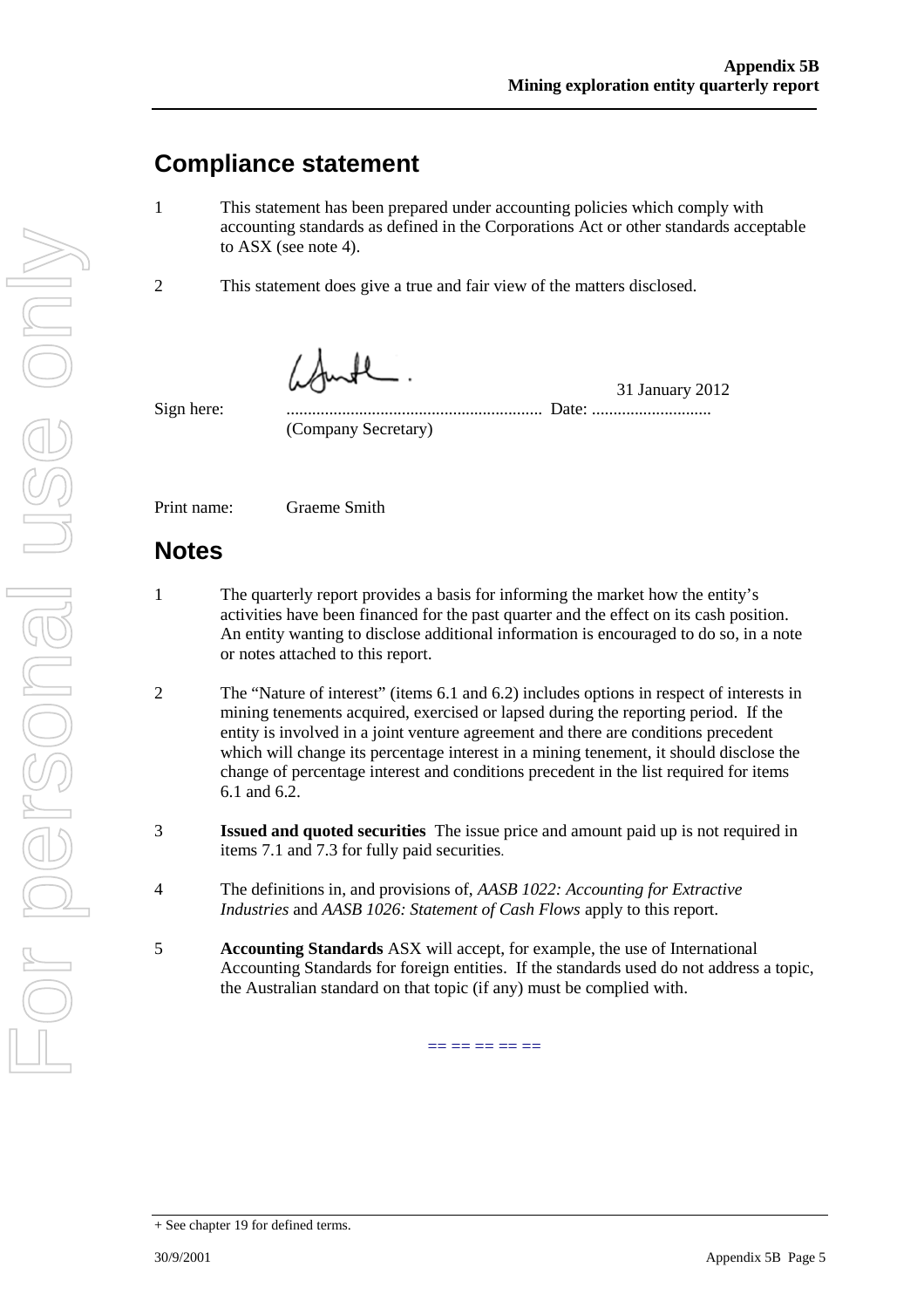## Compliance statement

1 This statement has been prepared under accounting policies which comply with accounting standards as defined in the Corporations Act or other standards acceptable to ASX (see note 4).

2 This statement does give a true and fair view of the matters disclosed.

Sign here: ............................................................ Date: 31 January 2012
(Company Secretary)

Print name: Graeme Smith

## Notes

1 The quarterly report provides a basis for informing the market how the entity's activities have been financed for the past quarter and the effect on its cash position. An entity wanting to disclose additional information is encouraged to do so, in a note or notes attached to this report.

2 The "Nature of interest" (items 6.1 and 6.2) includes options in respect of interests in mining tenements acquired, exercised or lapsed during the reporting period. If the entity is involved in a joint venture agreement and there are conditions precedent which will change its percentage interest in a mining tenement, it should disclose the change of percentage interest and conditions precedent in the list required for items 6.1 and 6.2.

3 **Issued and quoted securities** The issue price and amount paid up is not required in items 7.1 and 7.3 for fully paid securities.

4 The definitions in, and provisions of, *AASB 1022: Accounting for Extractive Industries* and *AASB 1026: Statement of Cash Flows* apply to this report.

5 **Accounting Standards** ASX will accept, for example, the use of International Accounting Standards for foreign entities. If the standards used do not address a topic, the Australian standard on that topic (if any) must be complied with.

== == == == ==

+ See chapter 19 for defined terms.